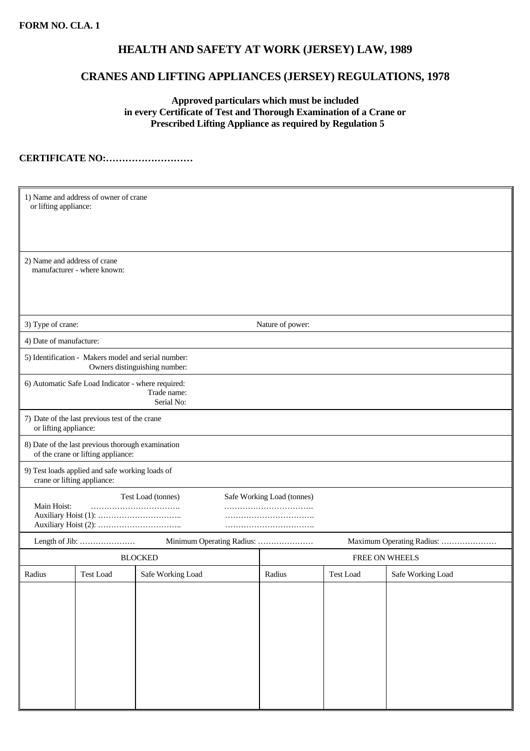**FORM NO. CLA. 1**

# HEALTH AND SAFETY AT WORK (JERSEY) LAW, 1989

# CRANES AND LIFTING APPLIANCES (JERSEY) REGULATIONS, 1978

**Approved particulars which must be included in every Certificate of Test and Thorough Examination of a Crane or Prescribed Lifting Appliance as required by Regulation 5**

**CERTIFICATE NO:………………………**

1) Name and address of owner of crane or lifting appliance:

2) Name and address of crane manufacturer - where known:

3) Type of crane: Nature of power:

4) Date of manufacture:

5) Identification - Makers model and serial number:
Owners distinguishing number:

6) Automatic Safe Load Indicator - where required:
Trade name:
Serial No:

7) Date of the last previous test of the crane or lifting appliance:

8) Date of the last previous thorough examination of the crane or lifting appliance:

9) Test loads applied and safe working loads of crane or lifting appliance:

| | Test Load (tonnes) | Safe Working Load (tonnes) |
|---|---|---|
| Main Hoist: | ……………………………. | ……………………………. |
| Auxiliary Hoist (1): | ………………………….. | ……………………………. |
| Auxiliary Hoist (2): | ………………………….. | ……………………………. |

Length of Jib: ………………… Minimum Operating Radius: ………………… Maximum Operating Radius: …………………

| BLOCKED | | | FREE ON WHEELS | | |
|---|---|---|---|---|---|
| Radius | Test Load | Safe Working Load | Radius | Test Load | Safe Working Load |
| | | | | | |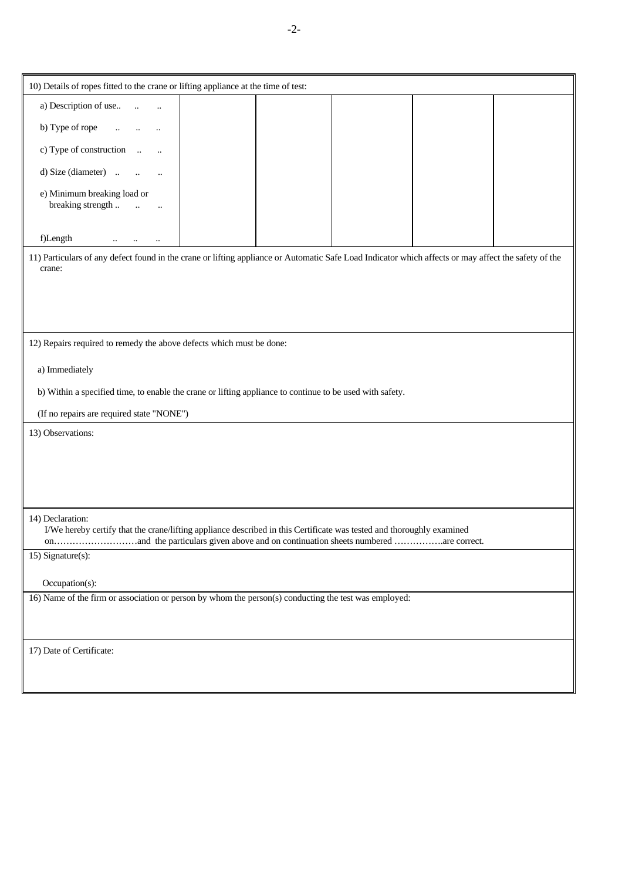10) Details of ropes fitted to the crane or lifting appliance at the time of test:

| | | | | | |
|---|---|---|---|---|---|
| a) Description of use.. .. .. | | | | | |
| b) Type of rope .. .. .. | | | | | |
| c) Type of construction .. .. | | | | | |
| d) Size (diameter) .. .. .. | | | | | |
| e) Minimum breaking load or breaking strength .. .. .. | | | | | |
| f)Length .. .. .. | | | | | |

11) Particulars of any defect found in the crane or lifting appliance or Automatic Safe Load Indicator which affects or may affect the safety of the crane:

12) Repairs required to remedy the above defects which must be done:

a) Immediately

b) Within a specified time, to enable the crane or lifting appliance to continue to be used with safety.

(If no repairs are required state "NONE")

13) Observations:

14) Declaration:
I/We hereby certify that the crane/lifting appliance described in this Certificate was tested and thoroughly examined on………………………and the particulars given above and on continuation sheets numbered …………….are correct.

15) Signature(s):

Occupation(s):

16) Name of the firm or association or person by whom the person(s) conducting the test was employed:

17) Date of Certificate: